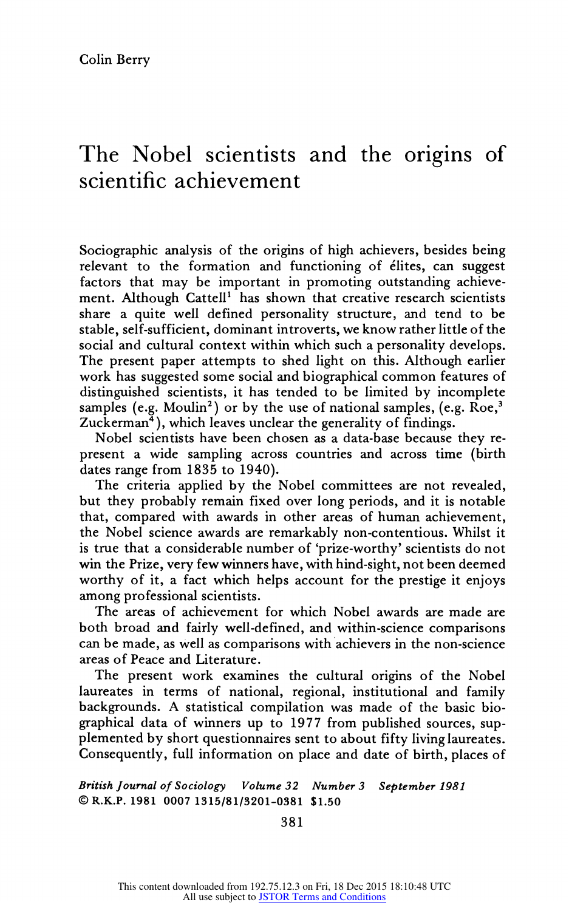Colin Berry

# The Nobel scientists and the origins of scientific achievement

Sociographic analysis of the origins of high achievers, besides being relevant to the formation and functioning of élites, can suggest factors that may be important in promoting outstanding achievement. Although Cattell[1] has shown that creative research scientists share a quite well defined personality structure, and tend to be stable, self-sufficient, dominant introverts, we know rather little of the social and cultural context within which such a personality develops. The present paper attempts to shed light on this. Although earlier work has suggested some social and biographical common features of distinguished scientists, it has tended to be limited by incomplete samples (e.g. Moulin[2]) or by the use of national samples, (e.g. Roe,[3] Zuckerman[4]), which leaves unclear the generality of findings.

Nobel scientists have been chosen as a data-base because they represent a wide sampling across countries and across time (birth dates range from 1835 to 1940).

The criteria applied by the Nobel committees are not revealed, but they probably remain fixed over long periods, and it is notable that, compared with awards in other areas of human achievement, the Nobel science awards are remarkably non-contentious. Whilst it is true that a considerable number of 'prize-worthy' scientists do not win the Prize, very few winners have, with hind-sight, not been deemed worthy of it, a fact which helps account for the prestige it enjoys among professional scientists.

The areas of achievement for which Nobel awards are made are both broad and fairly well-defined, and within-science comparisons can be made, as well as comparisons with achievers in the non-science areas of Peace and Literature.

The present work examines the cultural origins of the Nobel laureates in terms of national, regional, institutional and family backgrounds. A statistical compilation was made of the basic biographical data of winners up to 1977 from published sources, supplemented by short questionnaires sent to about fifty living laureates. Consequently, full information on place and date of birth, places of

*British Journal of Sociology Volume 32 Number 3 September 1981*
© R.K.P. 1981 0007 1315/81/3201-0381 $1.50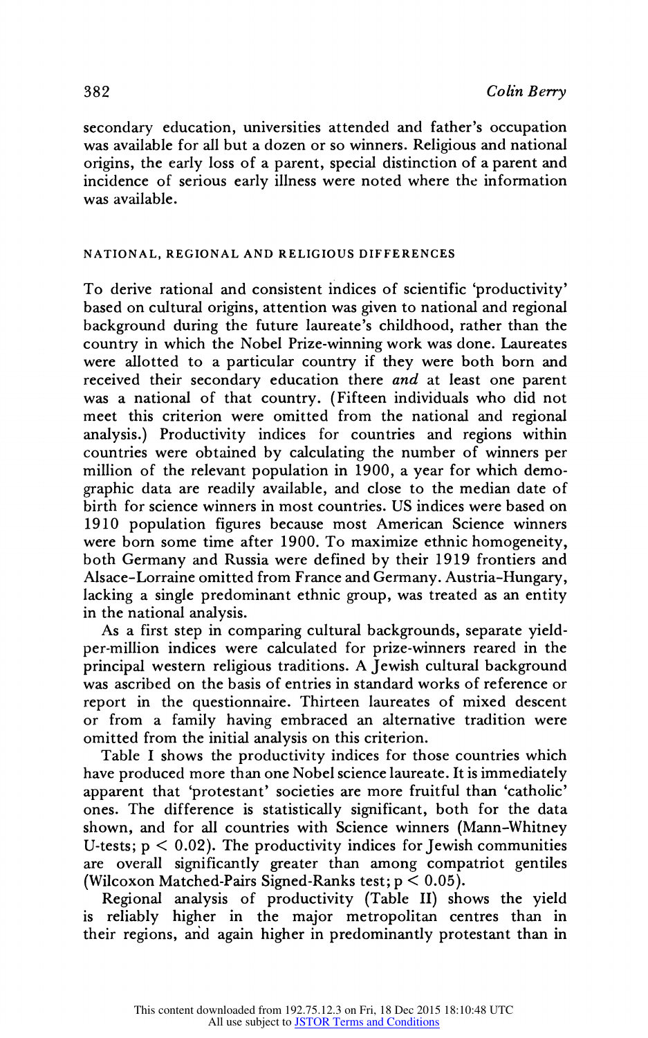secondary education, universities attended and father's occupation was available for all but a dozen or so winners. Religious and national origins, the early loss of a parent, special distinction of a parent and incidence of serious early illness were noted where the information was available.

## NATIONAL, REGIONAL AND RELIGIOUS DIFFERENCES

To derive rational and consistent indices of scientific 'productivity' based on cultural origins, attention was given to national and regional background during the future laureate's childhood, rather than the country in which the Nobel Prize-winning work was done. Laureates were allotted to a particular country if they were both born and received their secondary education there *and* at least one parent was a national of that country. (Fifteen individuals who did not meet this criterion were omitted from the national and regional analysis.) Productivity indices for countries and regions within countries were obtained by calculating the number of winners per million of the relevant population in 1900, a year for which demographic data are readily available, and close to the median date of birth for science winners in most countries. US indices were based on 1910 population figures because most American Science winners were born some time after 1900. To maximize ethnic homogeneity, both Germany and Russia were defined by their 1919 frontiers and Alsace-Lorraine omitted from France and Germany. Austria-Hungary, lacking a single predominant ethnic group, was treated as an entity in the national analysis.

As a first step in comparing cultural backgrounds, separate yield-per-million indices were calculated for prize-winners reared in the principal western religious traditions. A Jewish cultural background was ascribed on the basis of entries in standard works of reference or report in the questionnaire. Thirteen laureates of mixed descent or from a family having embraced an alternative tradition were omitted from the initial analysis on this criterion.

Table I shows the productivity indices for those countries which have produced more than one Nobel science laureate. It is immediately apparent that 'protestant' societies are more fruitful than 'catholic' ones. The difference is statistically significant, both for the data shown, and for all countries with Science winners (Mann-Whitney U-tests; $p < 0.02$). The productivity indices for Jewish communities are overall significantly greater than among compatriot gentiles (Wilcoxon Matched-Pairs Signed-Ranks test; $p < 0.05$).

Regional analysis of productivity (Table II) shows the yield is reliably higher in the major metropolitan centres than in their regions, and again higher in predominantly protestant than in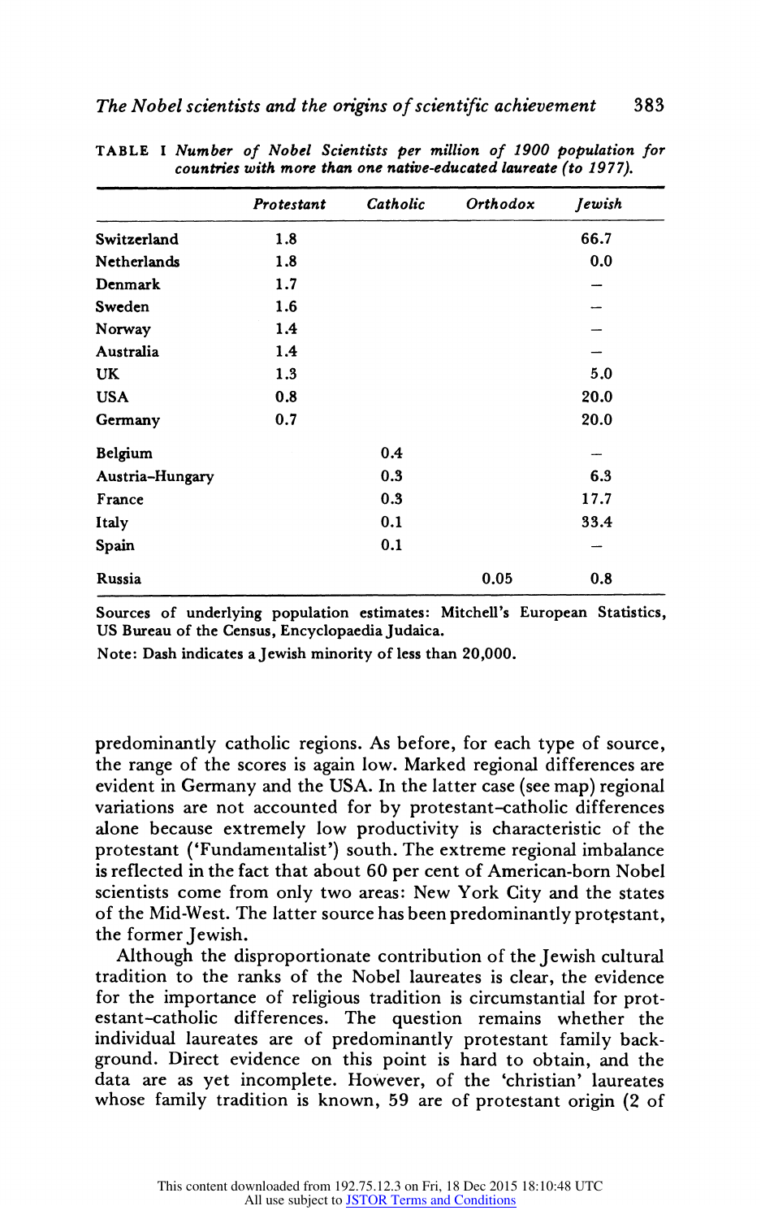TABLE I *Number of Nobel Scientists per million of 1900 population for countries with more than one native-educated laureate (to 1977).*

| | *Protestant* | *Catholic* | *Orthodox* | *Jewish* |
|---|---|---|---|---|
| Switzerland | 1.8 | | | 66.7 |
| Netherlands | 1.8 | | | 0.0 |
| Denmark | 1.7 | | | – |
| Sweden | 1.6 | | | – |
| Norway | 1.4 | | | – |
| Australia | 1.4 | | | – |
| UK | 1.3 | | | 5.0 |
| USA | 0.8 | | | 20.0 |
| Germany | 0.7 | | | 20.0 |
| Belgium | | 0.4 | | – |
| Austria–Hungary | | 0.3 | | 6.3 |
| France | | 0.3 | | 17.7 |
| Italy | | 0.1 | | 33.4 |
| Spain | | 0.1 | | – |
| Russia | | | 0.05 | 0.8 |

Sources of underlying population estimates: Mitchell's European Statistics, US Bureau of the Census, Encyclopaedia Judaica.

Note: Dash indicates a Jewish minority of less than 20,000.

predominantly catholic regions. As before, for each type of source, the range of the scores is again low. Marked regional differences are evident in Germany and the USA. In the latter case (see map) regional variations are not accounted for by protestant–catholic differences alone because extremely low productivity is characteristic of the protestant ('Fundamentalist') south. The extreme regional imbalance is reflected in the fact that about 60 per cent of American-born Nobel scientists come from only two areas: New York City and the states of the Mid-West. The latter source has been predominantly protestant, the former Jewish.

Although the disproportionate contribution of the Jewish cultural tradition to the ranks of the Nobel laureates is clear, the evidence for the importance of religious tradition is circumstantial for protestant–catholic differences. The question remains whether the individual laureates are of predominantly protestant family background. Direct evidence on this point is hard to obtain, and the data are as yet incomplete. However, of the 'christian' laureates whose family tradition is known, 59 are of protestant origin (2 of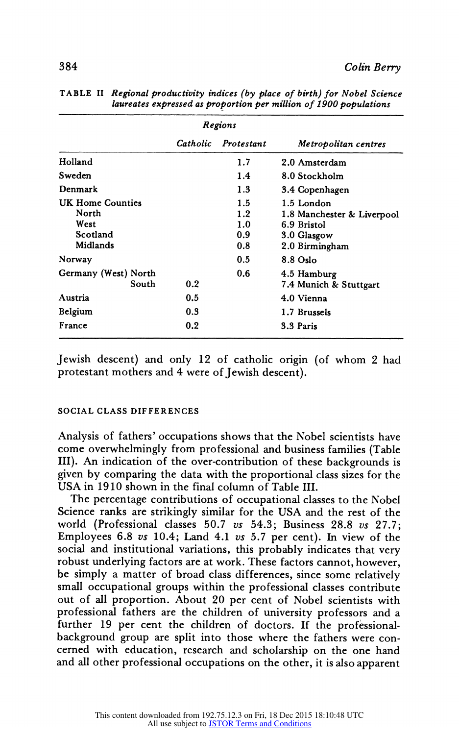TABLE II *Regional productivity indices (by place of birth) for Nobel Science laureates expressed as proportion per million of 1900 populations*

| | *Regions* | | |
|---|---|---|---|
| | *Catholic* | *Protestant* | *Metropolitan centres* |
| Holland | | 1.7 | 2.0 Amsterdam |
| Sweden | | 1.4 | 8.0 Stockholm |
| Denmark | | 1.3 | 3.4 Copenhagen |
| UK Home Counties | | 1.5 | 1.5 London |
| North | | 1.2 | 1.8 Manchester & Liverpool |
| West | | 1.0 | 6.9 Bristol |
| Scotland | | 0.9 | 3.0 Glasgow |
| Midlands | | 0.8 | 2.0 Birmingham |
| Norway | | 0.5 | 8.8 Oslo |
| Germany (West) North | | 0.6 | 4.5 Hamburg |
| South | 0.2 | | 7.4 Munich & Stuttgart |
| Austria | 0.5 | | 4.0 Vienna |
| Belgium | 0.3 | | 1.7 Brussels |
| France | 0.2 | | 3.3 Paris |

Jewish descent) and only 12 of catholic origin (of whom 2 had protestant mothers and 4 were of Jewish descent).

## SOCIAL CLASS DIFFERENCES

Analysis of fathers' occupations shows that the Nobel scientists have come overwhelmingly from professional and business families (Table III). An indication of the over-contribution of these backgrounds is given by comparing the data with the proportional class sizes for the USA in 1910 shown in the final column of Table III.

The percentage contributions of occupational classes to the Nobel Science ranks are strikingly similar for the USA and the rest of the world (Professional classes 50.7 *vs* 54.3; Business 28.8 *vs* 27.7; Employees 6.8 *vs* 10.4; Land 4.1 *vs* 5.7 per cent). In view of the social and institutional variations, this probably indicates that very robust underlying factors are at work. These factors cannot, however, be simply a matter of broad class differences, since some relatively small occupational groups within the professional classes contribute out of all proportion. About 20 per cent of Nobel scientists with professional fathers are the children of university professors and a further 19 per cent the children of doctors. If the professional-background group are split into those where the fathers were concerned with education, research and scholarship on the one hand and all other professional occupations on the other, it is also apparent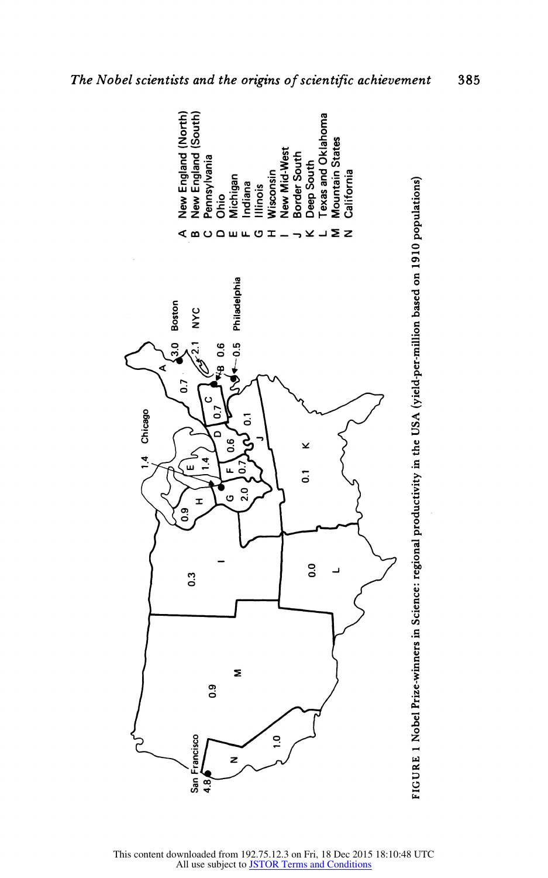A New England (North)
B New England (South)
C Pennsylvania
D Ohio
E Michigan
F Indiana
G Illinois
H Wisconsin
I New Mid-West
J Border South
K Deep South
L Texas and Oklahoma
M Mountain States
N California

FIGURE 1 Nobel Prize-winners in Science: regional productivity in the USA (yield-per-million based on 1910 populations)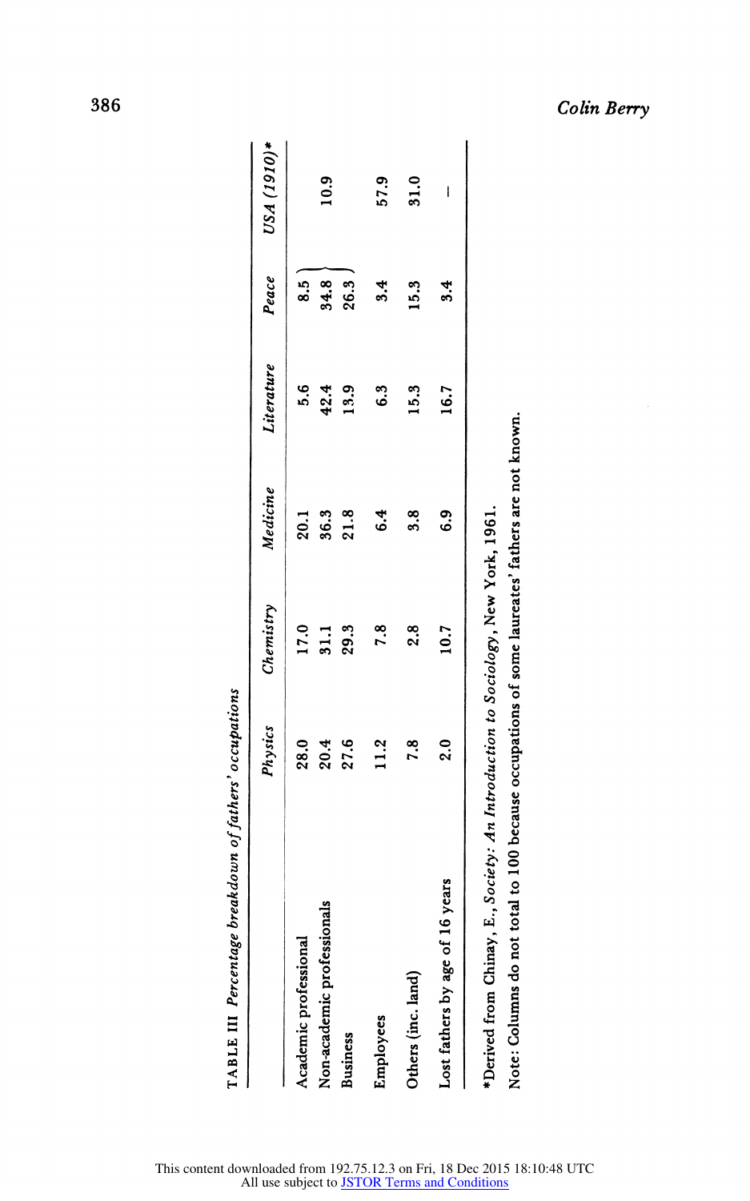TABLE III *Percentage breakdown of fathers' occupations*

| | *Physics* | *Chemistry* | *Medicine* | *Literature* | *Peace* | *USA (1910)** |
|---|---|---|---|---|---|---|
| Academic professional | 28.0 | 17.0 | 20.1 | 5.6 | 8.5 | |
| Non-academic professionals | 20.4 | 31.1 | 36.3 | 42.4 | 34.8 | 10.9 |
| Business | 27.6 | 29.3 | 21.8 | 13.9 | 26.3 | |
| Employees | 11.2 | 7.8 | 6.4 | 6.3 | 3.4 | 57.9 |
| Others (inc. land) | 7.8 | 2.8 | 3.8 | 15.3 | 15.3 | 31.0 |
| Lost fathers by age of 16 years | 2.0 | 10.7 | 6.9 | 16.7 | 3.4 | — |

*Derived from Chinay, E., *Society: An Introduction to Sociology*, New York, 1961.

Note: Columns do not total to 100 because occupations of some laureates' fathers are not known.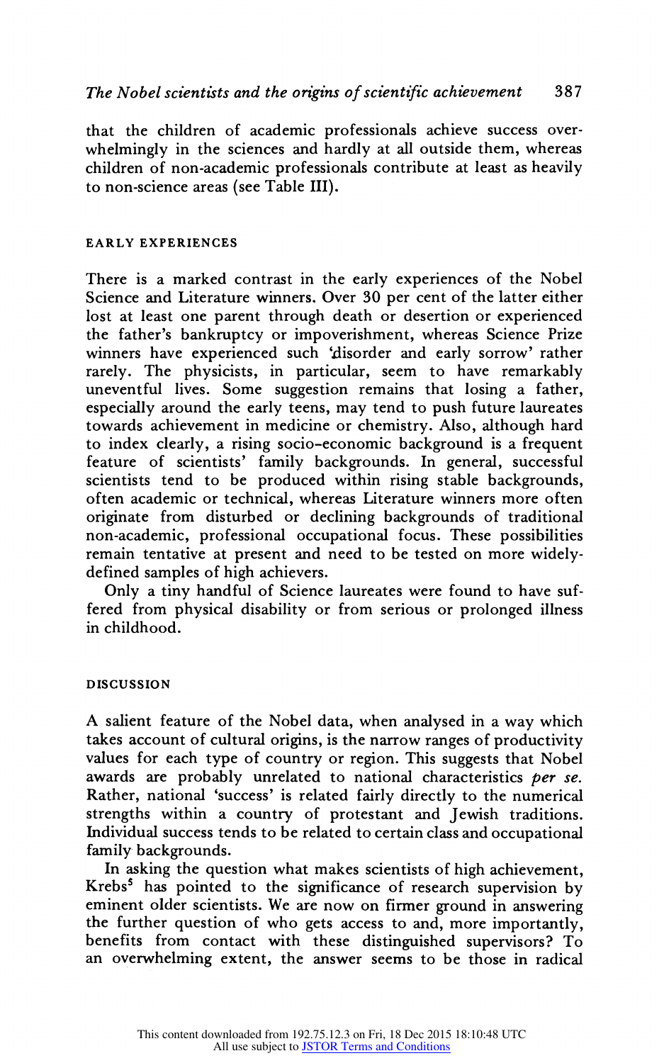that the children of academic professionals achieve success overwhelmingly in the sciences and hardly at all outside them, whereas children of non-academic professionals contribute at least as heavily to non-science areas (see Table III).

## EARLY EXPERIENCES

There is a marked contrast in the early experiences of the Nobel Science and Literature winners. Over 30 per cent of the latter either lost at least one parent through death or desertion or experienced the father's bankruptcy or impoverishment, whereas Science Prize winners have experienced such 'disorder and early sorrow' rather rarely. The physicists, in particular, seem to have remarkably uneventful lives. Some suggestion remains that losing a father, especially around the early teens, may tend to push future laureates towards achievement in medicine or chemistry. Also, although hard to index clearly, a rising socio-economic background is a frequent feature of scientists' family backgrounds. In general, successful scientists tend to be produced within rising stable backgrounds, often academic or technical, whereas Literature winners more often originate from disturbed or declining backgrounds of traditional non-academic, professional occupational focus. These possibilities remain tentative at present and need to be tested on more widely-defined samples of high achievers.

Only a tiny handful of Science laureates were found to have suffered from physical disability or from serious or prolonged illness in childhood.

## DISCUSSION

A salient feature of the Nobel data, when analysed in a way which takes account of cultural origins, is the narrow ranges of productivity values for each type of country or region. This suggests that Nobel awards are probably unrelated to national characteristics *per se*. Rather, national 'success' is related fairly directly to the numerical strengths within a country of protestant and Jewish traditions. Individual success tends to be related to certain class and occupational family backgrounds.

In asking the question what makes scientists of high achievement, Krebs[5] has pointed to the significance of research supervision by eminent older scientists. We are now on firmer ground in answering the further question of who gets access to and, more importantly, benefits from contact with these distinguished supervisors? To an overwhelming extent, the answer seems to be those in radical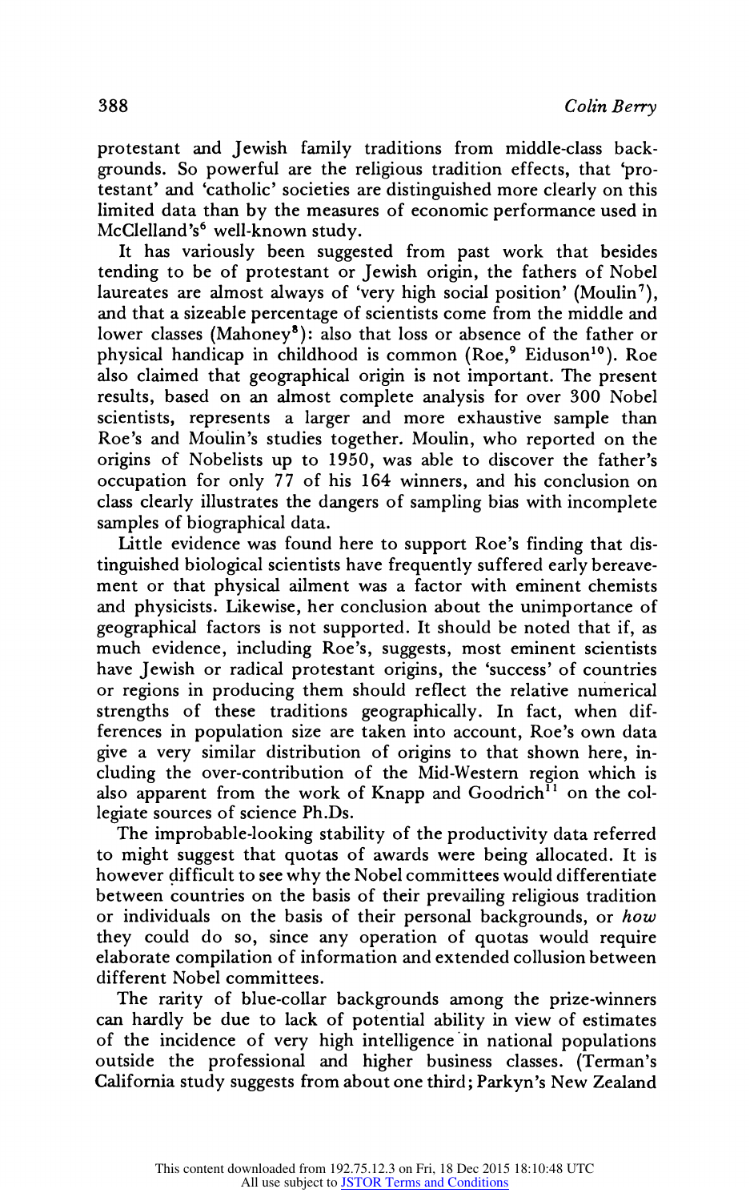protestant and Jewish family traditions from middle-class backgrounds. So powerful are the religious tradition effects, that 'protestant' and 'catholic' societies are distinguished more clearly on this limited data than by the measures of economic performance used in McClelland's[6] well-known study.

It has variously been suggested from past work that besides tending to be of protestant or Jewish origin, the fathers of Nobel laureates are almost always of 'very high social position' (Moulin[7]), and that a sizeable percentage of scientists come from the middle and lower classes (Mahoney[8]): also that loss or absence of the father or physical handicap in childhood is common (Roe,[9] Eiduson[10]). Roe also claimed that geographical origin is not important. The present results, based on an almost complete analysis for over 300 Nobel scientists, represents a larger and more exhaustive sample than Roe's and Moulin's studies together. Moulin, who reported on the origins of Nobelists up to 1950, was able to discover the father's occupation for only 77 of his 164 winners, and his conclusion on class clearly illustrates the dangers of sampling bias with incomplete samples of biographical data.

Little evidence was found here to support Roe's finding that distinguished biological scientists have frequently suffered early bereavement or that physical ailment was a factor with eminent chemists and physicists. Likewise, her conclusion about the unimportance of geographical factors is not supported. It should be noted that if, as much evidence, including Roe's, suggests, most eminent scientists have Jewish or radical protestant origins, the 'success' of countries or regions in producing them should reflect the relative numerical strengths of these traditions geographically. In fact, when differences in population size are taken into account, Roe's own data give a very similar distribution of origins to that shown here, including the over-contribution of the Mid-Western region which is also apparent from the work of Knapp and Goodrich[11] on the collegiate sources of science Ph.Ds.

The improbable-looking stability of the productivity data referred to might suggest that quotas of awards were being allocated. It is however difficult to see why the Nobel committees would differentiate between countries on the basis of their prevailing religious tradition or individuals on the basis of their personal backgrounds, or *how* they could do so, since any operation of quotas would require elaborate compilation of information and extended collusion between different Nobel committees.

The rarity of blue-collar backgrounds among the prize-winners can hardly be due to lack of potential ability in view of estimates of the incidence of very high intelligence in national populations outside the professional and higher business classes. (Terman's California study suggests from about one third; Parkyn's New Zealand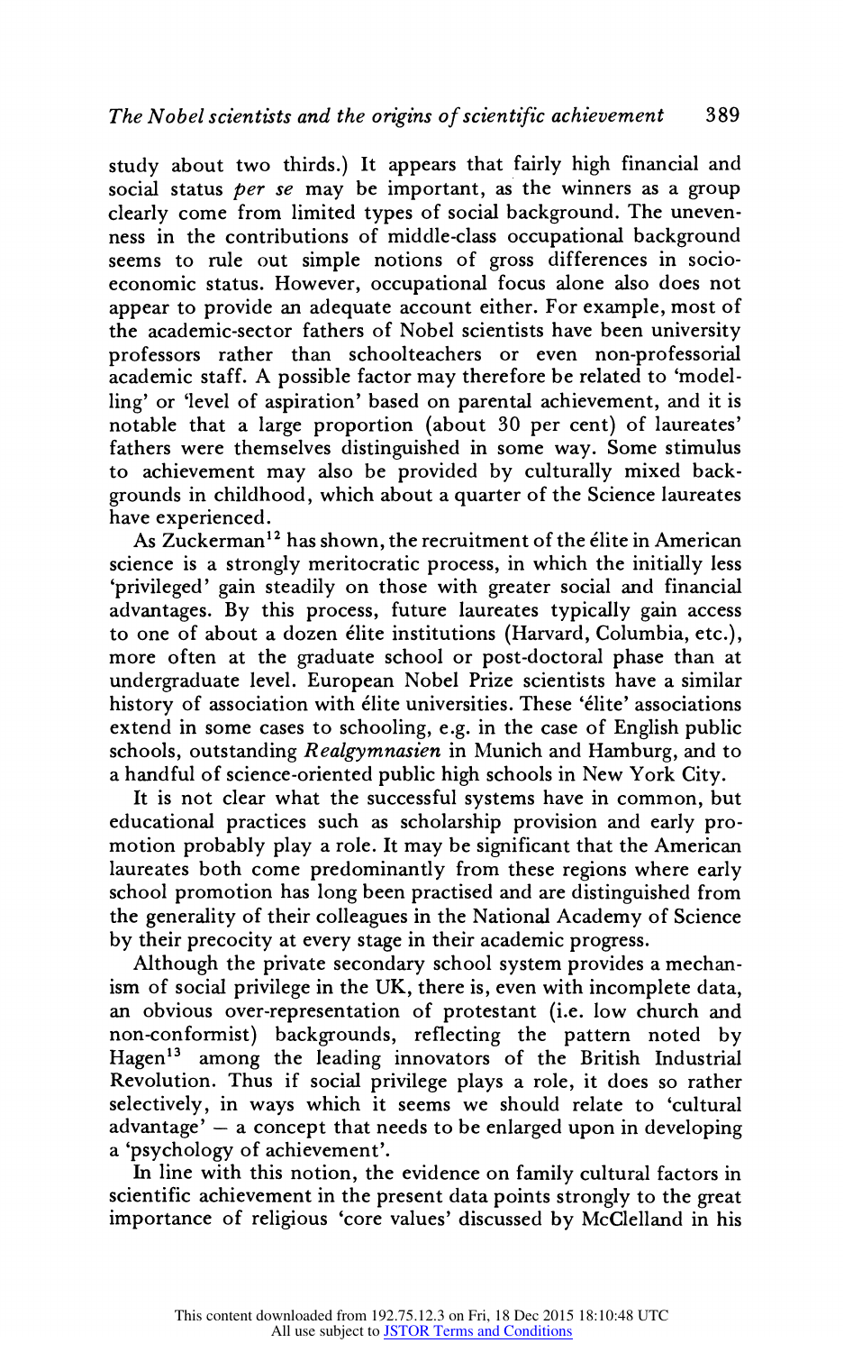study about two thirds.) It appears that fairly high financial and social status *per se* may be important, as the winners as a group clearly come from limited types of social background. The unevenness in the contributions of middle-class occupational background seems to rule out simple notions of gross differences in socio-economic status. However, occupational focus alone also does not appear to provide an adequate account either. For example, most of the academic-sector fathers of Nobel scientists have been university professors rather than schoolteachers or even non-professorial academic staff. A possible factor may therefore be related to 'modelling' or 'level of aspiration' based on parental achievement, and it is notable that a large proportion (about 30 per cent) of laureates' fathers were themselves distinguished in some way. Some stimulus to achievement may also be provided by culturally mixed backgrounds in childhood, which about a quarter of the Science laureates have experienced.

As Zuckerman[12] has shown, the recruitment of the élite in American science is a strongly meritocratic process, in which the initially less 'privileged' gain steadily on those with greater social and financial advantages. By this process, future laureates typically gain access to one of about a dozen élite institutions (Harvard, Columbia, etc.), more often at the graduate school or post-doctoral phase than at undergraduate level. European Nobel Prize scientists have a similar history of association with élite universities. These 'élite' associations extend in some cases to schooling, e.g. in the case of English public schools, outstanding *Realgymnasien* in Munich and Hamburg, and to a handful of science-oriented public high schools in New York City.

It is not clear what the successful systems have in common, but educational practices such as scholarship provision and early promotion probably play a role. It may be significant that the American laureates both come predominantly from these regions where early school promotion has long been practised and are distinguished from the generality of their colleagues in the National Academy of Science by their precocity at every stage in their academic progress.

Although the private secondary school system provides a mechanism of social privilege in the UK, there is, even with incomplete data, an obvious over-representation of protestant (i.e. low church and non-conformist) backgrounds, reflecting the pattern noted by Hagen[13] among the leading innovators of the British Industrial Revolution. Thus if social privilege plays a role, it does so rather selectively, in ways which it seems we should relate to 'cultural advantage' – a concept that needs to be enlarged upon in developing a 'psychology of achievement'.

In line with this notion, the evidence on family cultural factors in scientific achievement in the present data points strongly to the great importance of religious 'core values' discussed by McClelland in his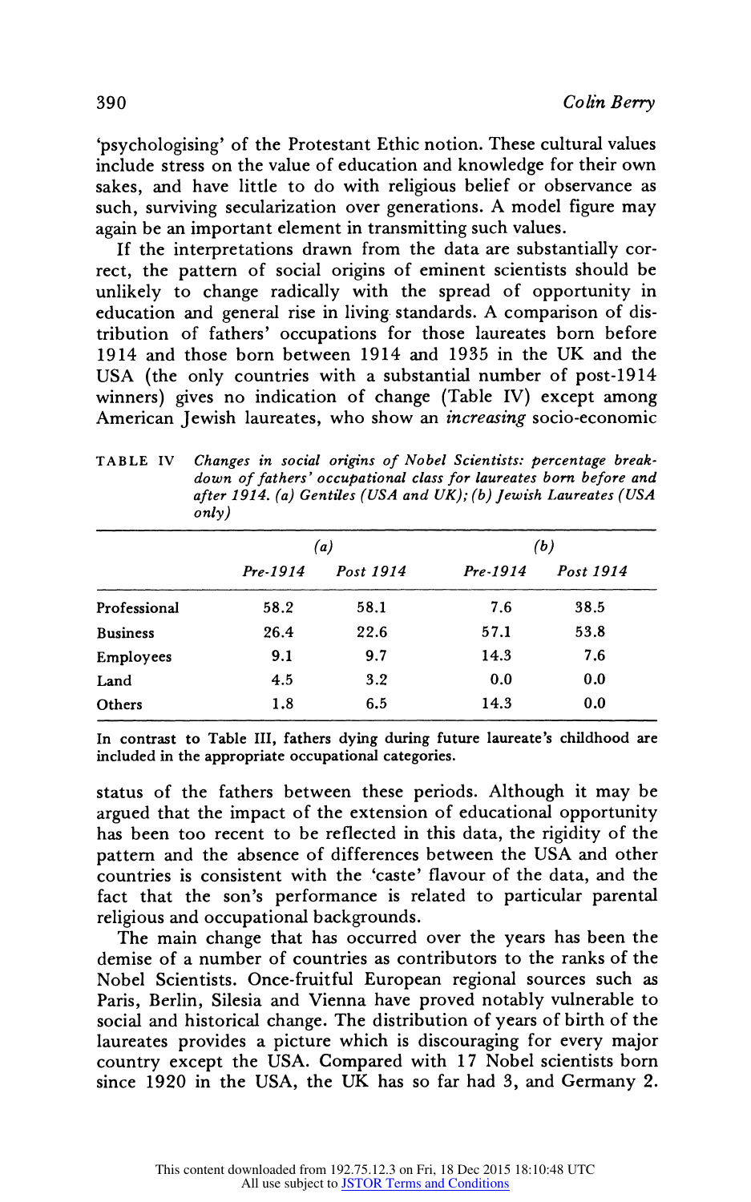'psychologising' of the Protestant Ethic notion. These cultural values include stress on the value of education and knowledge for their own sakes, and have little to do with religious belief or observance as such, surviving secularization over generations. A model figure may again be an important element in transmitting such values.

If the interpretations drawn from the data are substantially correct, the pattern of social origins of eminent scientists should be unlikely to change radically with the spread of opportunity in education and general rise in living standards. A comparison of distribution of fathers' occupations for those laureates born before 1914 and those born between 1914 and 1935 in the UK and the USA (the only countries with a substantial number of post-1914 winners) gives no indication of change (Table IV) except among American Jewish laureates, who show an *increasing* socio-economic status of the fathers between these periods. Although it may be argued that the impact of the extension of educational opportunity has been too recent to be reflected in this data, the rigidity of the pattern and the absence of differences between the USA and other countries is consistent with the 'caste' flavour of the data, and the fact that the son's performance is related to particular parental religious and occupational backgrounds.

TABLE IV *Changes in social origins of Nobel Scientists: percentage breakdown of fathers' occupational class for laureates born before and after 1914. (a) Gentiles (USA and UK); (b) Jewish Laureates (USA only)*

| | *(a)* | | *(b)* | |
|---|---|---|---|---|
| | *Pre-1914* | *Post 1914* | *Pre-1914* | *Post 1914* |
| Professional | 58.2 | 58.1 | 7.6 | 38.5 |
| Business | 26.4 | 22.6 | 57.1 | 53.8 |
| Employees | 9.1 | 9.7 | 14.3 | 7.6 |
| Land | 4.5 | 3.2 | 0.0 | 0.0 |
| Others | 1.8 | 6.5 | 14.3 | 0.0 |

In contrast to Table III, fathers dying during future laureate's childhood are included in the appropriate occupational categories.

The main change that has occurred over the years has been the demise of a number of countries as contributors to the ranks of the Nobel Scientists. Once-fruitful European regional sources such as Paris, Berlin, Silesia and Vienna have proved notably vulnerable to social and historical change. The distribution of years of birth of the laureates provides a picture which is discouraging for every major country except the USA. Compared with 17 Nobel scientists born since 1920 in the USA, the UK has so far had 3, and Germany 2.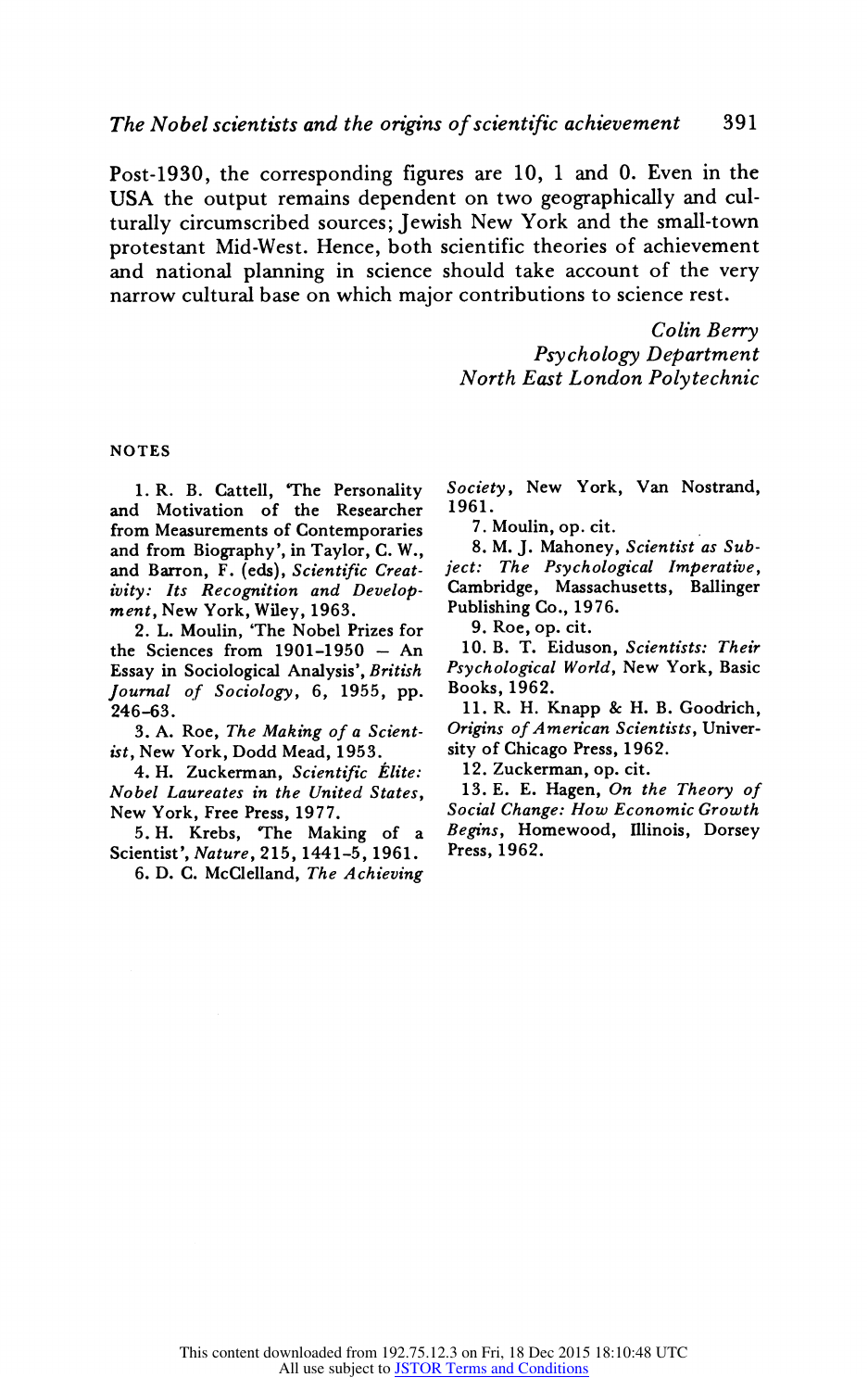Post-1930, the corresponding figures are 10, 1 and 0. Even in the USA the output remains dependent on two geographically and culturally circumscribed sources; Jewish New York and the small-town protestant Mid-West. Hence, both scientific theories of achievement and national planning in science should take account of the very narrow cultural base on which major contributions to science rest.

*Colin Berry*
*Psychology Department*
*North East London Polytechnic*

NOTES

1. R. B. Cattell, 'The Personality and Motivation of the Researcher from Measurements of Contemporaries and from Biography', in Taylor, C. W., and Barron, F. (eds), *Scientific Creativity: Its Recognition and Development*, New York, Wiley, 1963.

2. L. Moulin, 'The Nobel Prizes for the Sciences from 1901-1950 – An Essay in Sociological Analysis', *British Journal of Sociology*, 6, 1955, pp. 246-63.

3. A. Roe, *The Making of a Scientist*, New York, Dodd Mead, 1953.

4. H. Zuckerman, *Scientific Élite: Nobel Laureates in the United States*, New York, Free Press, 1977.

5. H. Krebs, 'The Making of a Scientist', *Nature*, 215, 1441-5, 1961.

6. D. C. McClelland, *The Achieving Society*, New York, Van Nostrand, 1961.

7. Moulin, op. cit.

8. M. J. Mahoney, *Scientist as Subject: The Psychological Imperative*, Cambridge, Massachusetts, Ballinger Publishing Co., 1976.

9. Roe, op. cit.

10. B. T. Eiduson, *Scientists: Their Psychological World*, New York, Basic Books, 1962.

11. R. H. Knapp & H. B. Goodrich, *Origins of American Scientists*, University of Chicago Press, 1962.

12. Zuckerman, op. cit.

13. E. E. Hagen, *On the Theory of Social Change: How Economic Growth Begins*, Homewood, Illinois, Dorsey Press, 1962.